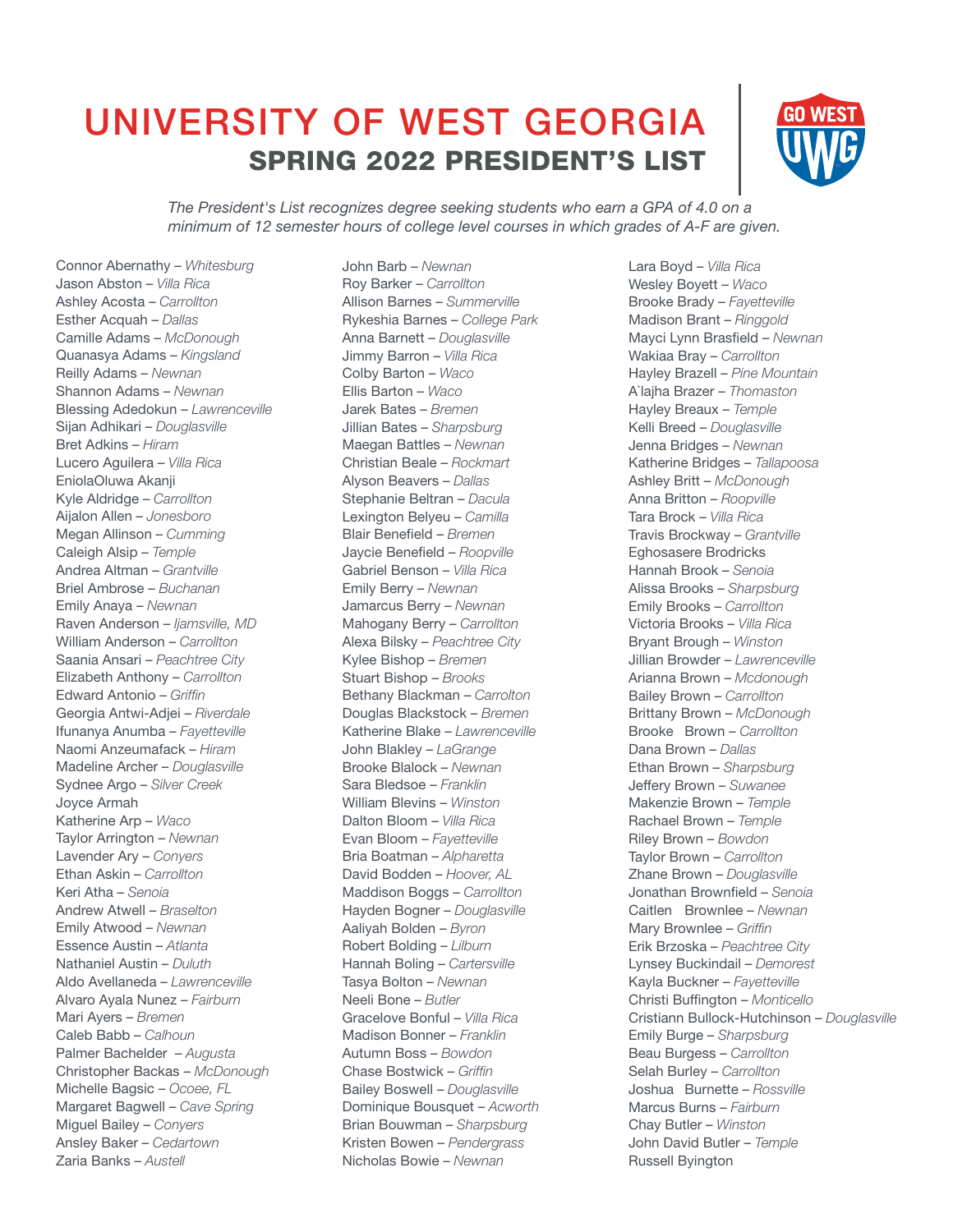# UNIVERSITY OF WEST GEORGIA

## SPRING 2022 PRESIDENT'S LIST

*The President's List recognizes degree seeking students who earn a GPA of 4.0 on a minimum of 12 semester hours of college level courses in which grades of A-F are given.*

Connor Abernathy – *Whitesburg*
Jason Abston – *Villa Rica*
Ashley Acosta – *Carrollton*
Esther Acquah – *Dallas*
Camille Adams – *McDonough*
Quanasya Adams – *Kingsland*
Reilly Adams – *Newnan*
Shannon Adams – *Newnan*
Blessing Adedokun – *Lawrenceville*
Sijan Adhikari – *Douglasville*
Bret Adkins – *Hiram*
Lucero Aguilera – *Villa Rica*
EniolaOluwa Akanji
Kyle Aldridge – *Carrollton*
Aijalon Allen – *Jonesboro*
Megan Allinson – *Cumming*
Caleigh Alsip – *Temple*
Andrea Altman – *Grantville*
Briel Ambrose – *Buchanan*
Emily Anaya – *Newnan*
Raven Anderson – *Ijamsville, MD*
William Anderson – *Carrollton*
Saania Ansari – *Peachtree City*
Elizabeth Anthony – *Carrollton*
Edward Antonio – *Griffin*
Georgia Antwi-Adjei – *Riverdale*
Ifunanya Anumba – *Fayetteville*
Naomi Anzeumafack – *Hiram*
Madeline Archer – *Douglasville*
Sydnee Argo – *Silver Creek*
Joyce Armah
Katherine Arp – *Waco*
Taylor Arrington – *Newnan*
Lavender Ary – *Conyers*
Ethan Askin – *Carrollton*
Keri Atha – *Senoia*
Andrew Atwell – *Braselton*
Emily Atwood – *Newnan*
Essence Austin – *Atlanta*
Nathaniel Austin – *Duluth*
Aldo Avellaneda – *Lawrenceville*
Alvaro Ayala Nunez – *Fairburn*
Mari Ayers – *Bremen*
Caleb Babb – *Calhoun*
Palmer Bachelder – *Augusta*
Christopher Backas – *McDonough*
Michelle Bagsic – *Ocoee, FL*
Margaret Bagwell – *Cave Spring*
Miguel Bailey – *Conyers*
Ansley Baker – *Cedartown*
Zaria Banks – *Austell*
John Barb – *Newnan*
Roy Barker – *Carrollton*
Allison Barnes – *Summerville*
Rykeshia Barnes – *College Park*
Anna Barnett – *Douglasville*
Jimmy Barron – *Villa Rica*
Colby Barton – *Waco*
Ellis Barton – *Waco*
Jarek Bates – *Bremen*
Jillian Bates – *Sharpsburg*
Maegan Battles – *Newnan*
Christian Beale – *Rockmart*
Alyson Beavers – *Dallas*
Stephanie Beltran – *Dacula*
Lexington Belyeu – *Camilla*
Blair Benefield – *Bremen*
Jaycie Benefield – *Roopville*
Gabriel Benson – *Villa Rica*
Emily Berry – *Newnan*
Jamarcus Berry – *Newnan*
Mahogany Berry – *Carrollton*
Alexa Bilsky – *Peachtree City*
Kylee Bishop – *Bremen*
Stuart Bishop – *Brooks*
Bethany Blackman – *Carrollton*
Douglas Blackstock – *Bremen*
Katherine Blake – *Lawrenceville*
John Blakley – *LaGrange*
Brooke Blalock – *Newnan*
Sara Bledsoe – *Franklin*
William Blevins – *Winston*
Dalton Bloom – *Villa Rica*
Evan Bloom – *Fayetteville*
Bria Boatman – *Alpharetta*
David Bodden – *Hoover, AL*
Maddison Boggs – *Carrollton*
Hayden Bogner – *Douglasville*
Aaliyah Bolden – *Byron*
Robert Bolding – *Lilburn*
Hannah Boling – *Cartersville*
Tasya Bolton – *Newnan*
Neeli Bone – *Butler*
Gracelove Bonful – *Villa Rica*
Madison Bonner – *Franklin*
Autumn Boss – *Bowdon*
Chase Bostwick – *Griffin*
Bailey Boswell – *Douglasville*
Dominique Bousquet – *Acworth*
Brian Bouwman – *Sharpsburg*
Kristen Bowen – *Pendergrass*
Nicholas Bowie – *Newnan*
Lara Boyd – *Villa Rica*
Wesley Boyett – *Waco*
Brooke Brady – *Fayetteville*
Madison Brant – *Ringgold*
Mayci Lynn Brasfield – *Newnan*
Wakiaa Bray – *Carrollton*
Hayley Brazell – *Pine Mountain*
A`lajha Brazer – *Thomaston*
Hayley Breaux – *Temple*
Kelli Breed – *Douglasville*
Jenna Bridges – *Newnan*
Katherine Bridges – *Tallapoosa*
Ashley Britt – *McDonough*
Anna Britton – *Roopville*
Tara Brock – *Villa Rica*
Travis Brockway – *Grantville*
Eghosasere Brodricks
Hannah Brook – *Senoia*
Alissa Brooks – *Sharpsburg*
Emily Brooks – *Carrollton*
Victoria Brooks – *Villa Rica*
Bryant Brough – *Winston*
Jillian Browder – *Lawrenceville*
Arianna Brown – *Mcdonough*
Bailey Brown – *Carrollton*
Brittany Brown – *McDonough*
Brooke Brown – *Carrollton*
Dana Brown – *Dallas*
Ethan Brown – *Sharpsburg*
Jeffery Brown – *Suwanee*
Makenzie Brown – *Temple*
Rachael Brown – *Temple*
Riley Brown – *Bowdon*
Taylor Brown – *Carrollton*
Zhane Brown – *Douglasville*
Jonathan Brownfield – *Senoia*
Caitlen Brownlee – *Newnan*
Mary Brownlee – *Griffin*
Erik Brzoska – *Peachtree City*
Lynsey Buckindail – *Demorest*
Kayla Buckner – *Fayetteville*
Christi Buffington – *Monticello*
Cristiann Bullock-Hutchinson – *Douglasville*
Emily Burge – *Sharpsburg*
Beau Burgess – *Carrollton*
Selah Burley – *Carrollton*
Joshua Burnette – *Rossville*
Marcus Burns – *Fairburn*
Chay Butler – *Winston*
John David Butler – *Temple*
Russell Byington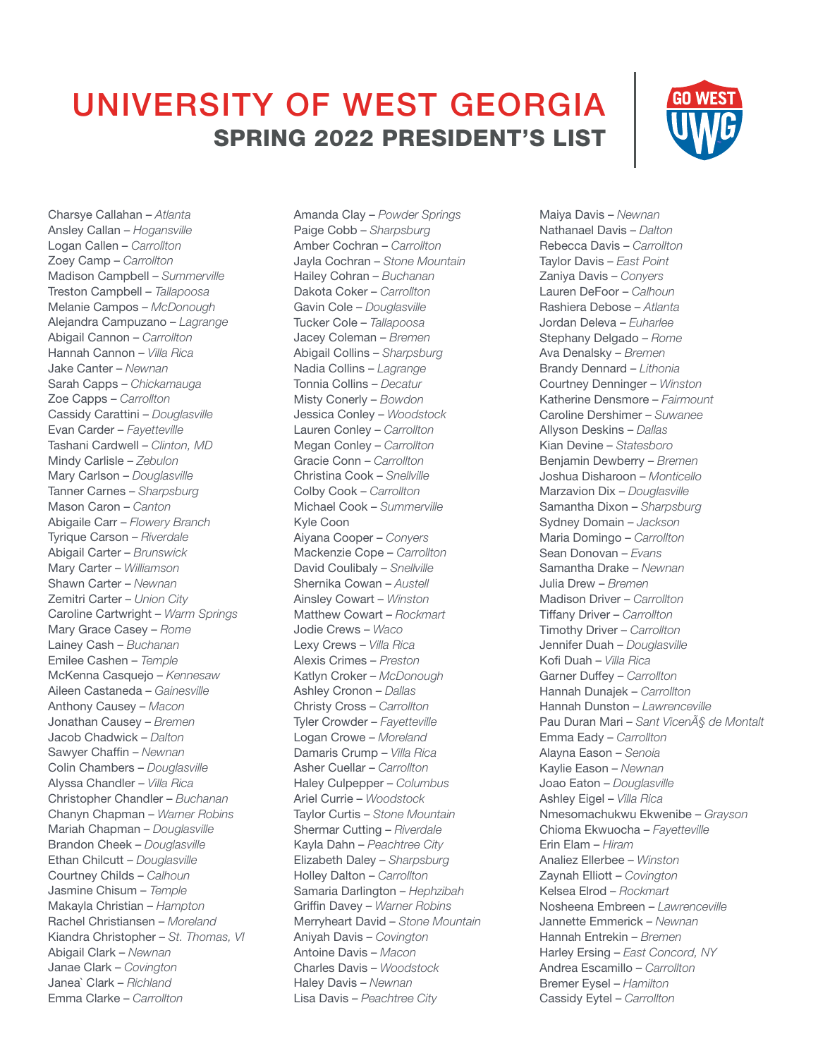# UNIVERSITY OF WEST GEORGIA
## SPRING 2022 PRESIDENT'S LIST

Charsye Callahan – *Atlanta*
Ansley Callan – *Hogansville*
Logan Callen – *Carrollton*
Zoey Camp – *Carrollton*
Madison Campbell – *Summerville*
Treston Campbell – *Tallapoosa*
Melanie Campos – *McDonough*
Alejandra Campuzano – *Lagrange*
Abigail Cannon – *Carrollton*
Hannah Cannon – *Villa Rica*
Jake Canter – *Newnan*
Sarah Capps – *Chickamauga*
Zoe Capps – *Carrollton*
Cassidy Carattini – *Douglasville*
Evan Carder – *Fayetteville*
Tashani Cardwell – *Clinton, MD*
Mindy Carlisle – *Zebulon*
Mary Carlson – *Douglasville*
Tanner Carnes – *Sharpsburg*
Mason Caron – *Canton*
Abigaile Carr – *Flowery Branch*
Tyrique Carson – *Riverdale*
Abigail Carter – *Brunswick*
Mary Carter – *Williamson*
Shawn Carter – *Newnan*
Zemitri Carter – *Union City*
Caroline Cartwright – *Warm Springs*
Mary Grace Casey – *Rome*
Lainey Cash – *Buchanan*
Emilee Cashen – *Temple*
McKenna Casquejo – *Kennesaw*
Aileen Castaneda – *Gainesville*
Anthony Causey – *Macon*
Jonathan Causey – *Bremen*
Jacob Chadwick – *Dalton*
Sawyer Chaffin – *Newnan*
Colin Chambers – *Douglasville*
Alyssa Chandler – *Villa Rica*
Christopher Chandler – *Buchanan*
Chanyn Chapman – *Warner Robins*
Mariah Chapman – *Douglasville*
Brandon Cheek – *Douglasville*
Ethan Chilcutt – *Douglasville*
Courtney Childs – *Calhoun*
Jasmine Chisum – *Temple*
Makayla Christian – *Hampton*
Rachel Christiansen – *Moreland*
Kiandra Christopher – *St. Thomas, VI*
Abigail Clark – *Newnan*
Janae Clark – *Covington*
Janea` Clark – *Richland*
Emma Clarke – *Carrollton*
Amanda Clay – *Powder Springs*
Paige Cobb – *Sharpsburg*
Amber Cochran – *Carrollton*
Jayla Cochran – *Stone Mountain*
Hailey Cohran – *Buchanan*
Dakota Coker – *Carrollton*
Gavin Cole – *Douglasville*
Tucker Cole – *Tallapoosa*
Jacey Coleman – *Bremen*
Abigail Collins – *Sharpsburg*
Nadia Collins – *Lagrange*
Tonnia Collins – *Decatur*
Misty Conerly – *Bowdon*
Jessica Conley – *Woodstock*
Lauren Conley – *Carrollton*
Megan Conley – *Carrollton*
Gracie Conn – *Carrollton*
Christina Cook – *Snellville*
Colby Cook – *Carrollton*
Michael Cook – *Summerville*
Kyle Coon
Aiyana Cooper – *Conyers*
Mackenzie Cope – *Carrollton*
David Coulibaly – *Snellville*
Shernika Cowan – *Austell*
Ainsley Cowart – *Winston*
Matthew Cowart – *Rockmart*
Jodie Crews – *Waco*
Lexy Crews – *Villa Rica*
Alexis Crimes – *Preston*
Katlyn Croker – *McDonough*
Ashley Cronon – *Dallas*
Christy Cross – *Carrollton*
Tyler Crowder – *Fayetteville*
Logan Crowe – *Moreland*
Damaris Crump – *Villa Rica*
Asher Cuellar – *Carrollton*
Haley Culpepper – *Columbus*
Ariel Currie – *Woodstock*
Taylor Curtis – *Stone Mountain*
Shermar Cutting – *Riverdale*
Kayla Dahn – *Peachtree City*
Elizabeth Daley – *Sharpsburg*
Holley Dalton – *Carrollton*
Samaria Darlington – *Hephzibah*
Griffin Davey – *Warner Robins*
Merryheart David – *Stone Mountain*
Aniyah Davis – *Covington*
Antoine Davis – *Macon*
Charles Davis – *Woodstock*
Haley Davis – *Newnan*
Lisa Davis – *Peachtree City*
Maiya Davis – *Newnan*
Nathanael Davis – *Dalton*
Rebecca Davis – *Carrollton*
Taylor Davis – *East Point*
Zaniya Davis – *Conyers*
Lauren DeFoor – *Calhoun*
Rashiera Debose – *Atlanta*
Jordan Deleva – *Euharlee*
Stephany Delgado – *Rome*
Ava Denalsky – *Bremen*
Brandy Dennard – *Lithonia*
Courtney Denninger – *Winston*
Katherine Densmore – *Fairmount*
Caroline Dershimer – *Suwanee*
Allyson Deskins – *Dallas*
Kian Devine – *Statesboro*
Benjamin Dewberry – *Bremen*
Joshua Disharoon – *Monticello*
Marzavion Dix – *Douglasville*
Samantha Dixon – *Sharpsburg*
Sydney Domain – *Jackson*
Maria Domingo – *Carrollton*
Sean Donovan – *Evans*
Samantha Drake – *Newnan*
Julia Drew – *Bremen*
Madison Driver – *Carrollton*
Tiffany Driver – *Carrollton*
Timothy Driver – *Carrollton*
Jennifer Duah – *Douglasville*
Kofi Duah – *Villa Rica*
Garner Duffey – *Carrollton*
Hannah Dunajek – *Carrollton*
Hannah Dunston – *Lawrenceville*
Pau Duran Mari – *Sant VicenÃ§ de Montalt*
Emma Eady – *Carrollton*
Alayna Eason – *Senoia*
Kaylie Eason – *Newnan*
Joao Eaton – *Douglasville*
Ashley Eigel – *Villa Rica*
Nmesomachukwu Ekwenibe – *Grayson*
Chioma Ekwuocha – *Fayetteville*
Erin Elam – *Hiram*
Analiez Ellerbee – *Winston*
Zaynah Elliott – *Covington*
Kelsea Elrod – *Rockmart*
Nosheena Embreen – *Lawrenceville*
Jannette Emmerick – *Newnan*
Hannah Entrekin – *Bremen*
Harley Ersing – *East Concord, NY*
Andrea Escamillo – *Carrollton*
Bremer Eysel – *Hamilton*
Cassidy Eytel – *Carrollton*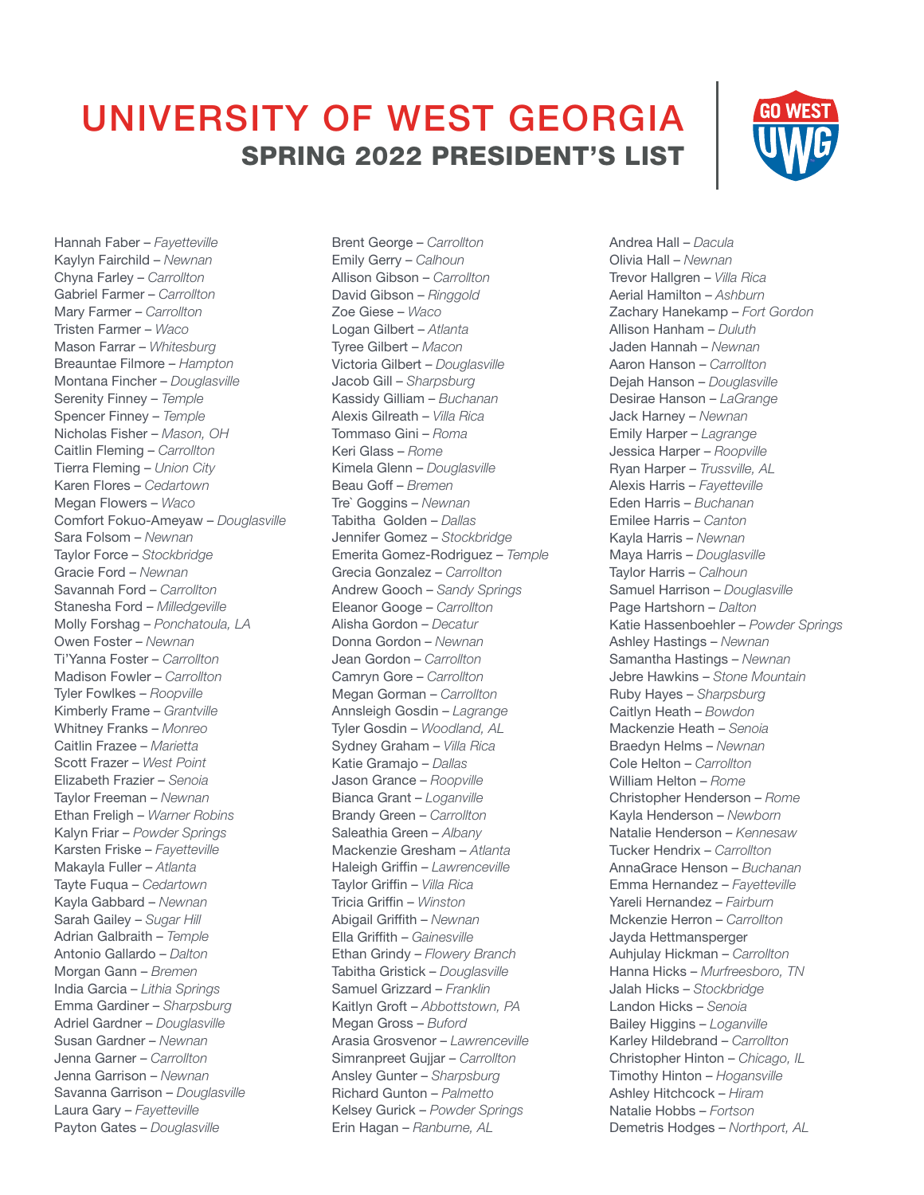# UNIVERSITY OF WEST GEORGIA

## SPRING 2022 PRESIDENT'S LIST

Hannah Faber – *Fayetteville*
Kaylyn Fairchild – *Newnan*
Chyna Farley – *Carrollton*
Gabriel Farmer – *Carrollton*
Mary Farmer – *Carrollton*
Tristen Farmer – *Waco*
Mason Farrar – *Whitesburg*
Breauntae Filmore – *Hampton*
Montana Fincher – *Douglasville*
Serenity Finney – *Temple*
Spencer Finney – *Temple*
Nicholas Fisher – *Mason, OH*
Caitlin Fleming – *Carrollton*
Tierra Fleming – *Union City*
Karen Flores – *Cedartown*
Megan Flowers – *Waco*
Comfort Fokuo-Ameyaw – *Douglasville*
Sara Folsom – *Newnan*
Taylor Force – *Stockbridge*
Gracie Ford – *Newnan*
Savannah Ford – *Carrollton*
Stanesha Ford – *Milledgeville*
Molly Forshag – *Ponchatoula, LA*
Owen Foster – *Newnan*
Ti'Yanna Foster – *Carrollton*
Madison Fowler – *Carrollton*
Tyler Fowlkes – *Roopville*
Kimberly Frame – *Grantville*
Whitney Franks – *Monroe*
Caitlin Frazee – *Marietta*
Scott Frazer – *West Point*
Elizabeth Frazier – *Senoia*
Taylor Freeman – *Newnan*
Ethan Freligh – *Warner Robins*
Kalyn Friar – *Powder Springs*
Karsten Friske – *Fayetteville*
Makayla Fuller – *Atlanta*
Tayte Fuqua – *Cedartown*
Kayla Gabbard – *Newnan*
Sarah Gailey – *Sugar Hill*
Adrian Galbraith – *Temple*
Antonio Gallardo – *Dalton*
Morgan Gann – *Bremen*
India Garcia – *Lithia Springs*
Emma Gardiner – *Sharpsburg*
Adriel Gardner – *Douglasville*
Susan Gardner – *Newnan*
Jenna Garner – *Carrollton*
Jenna Garrison – *Newnan*
Savanna Garrison – *Douglasville*
Laura Gary – *Fayetteville*
Payton Gates – *Douglasville*
Brent George – *Carrollton*
Emily Gerry – *Calhoun*
Allison Gibson – *Carrollton*
David Gibson – *Ringgold*
Zoe Giese – *Waco*
Logan Gilbert – *Atlanta*
Tyree Gilbert – *Macon*
Victoria Gilbert – *Douglasville*
Jacob Gill – *Sharpsburg*
Kassidy Gilliam – *Buchanan*
Alexis Gilreath – *Villa Rica*
Tommaso Gini – *Roma*
Keri Glass – *Rome*
Kimela Glenn – *Douglasville*
Beau Goff – *Bremen*
Tre` Goggins – *Newnan*
Tabitha Golden – *Dallas*
Jennifer Gomez – *Stockbridge*
Emerita Gomez-Rodriguez – *Temple*
Grecia Gonzalez – *Carrollton*
Andrew Gooch – *Sandy Springs*
Eleanor Googe – *Carrollton*
Alisha Gordon – *Decatur*
Donna Gordon – *Newnan*
Jean Gordon – *Carrollton*
Camryn Gore – *Carrollton*
Megan Gorman – *Carrollton*
Annsleigh Gosdin – *Lagrange*
Tyler Gosdin – *Woodland, AL*
Sydney Graham – *Villa Rica*
Katie Gramajo – *Dallas*
Jason Grance – *Roopville*
Bianca Grant – *Loganville*
Brandy Green – *Carrollton*
Saleathia Green – *Albany*
Mackenzie Gresham – *Atlanta*
Haleigh Griffin – *Lawrenceville*
Taylor Griffin – *Villa Rica*
Tricia Griffin – *Winston*
Abigail Griffith – *Newnan*
Ella Griffith – *Gainesville*
Ethan Grindy – *Flowery Branch*
Tabitha Gristick – *Douglasville*
Samuel Grizzard – *Franklin*
Kaitlyn Groft – *Abbottstown, PA*
Megan Gross – *Buford*
Arasia Grosvenor – *Lawrenceville*
Simranpreet Gujjar – *Carrollton*
Ansley Gunter – *Sharpsburg*
Richard Gunton – *Palmetto*
Kelsey Gurick – *Powder Springs*
Erin Hagan – *Ranburne, AL*
Andrea Hall – *Dacula*
Olivia Hall – *Newnan*
Trevor Hallgren – *Villa Rica*
Aerial Hamilton – *Ashburn*
Zachary Hanekamp – *Fort Gordon*
Allison Hanham – *Duluth*
Jaden Hannah – *Newnan*
Aaron Hanson – *Carrollton*
Dejah Hanson – *Douglasville*
Desirae Hanson – *LaGrange*
Jack Harney – *Newnan*
Emily Harper – *Lagrange*
Jessica Harper – *Roopville*
Ryan Harper – *Trussville, AL*
Alexis Harris – *Fayetteville*
Eden Harris – *Buchanan*
Emilee Harris – *Canton*
Kayla Harris – *Newnan*
Maya Harris – *Douglasville*
Taylor Harris – *Calhoun*
Samuel Harrison – *Douglasville*
Page Hartshorn – *Dalton*
Katie Hassenboehler – *Powder Springs*
Ashley Hastings – *Newnan*
Samantha Hastings – *Newnan*
Jebre Hawkins – *Stone Mountain*
Ruby Hayes – *Sharpsburg*
Caitlyn Heath – *Bowdon*
Mackenzie Heath – *Senoia*
Braedyn Helms – *Newnan*
Cole Helton – *Carrollton*
William Helton – *Rome*
Christopher Henderson – *Rome*
Kayla Henderson – *Newborn*
Natalie Henderson – *Kennesaw*
Tucker Hendrix – *Carrollton*
AnnaGrace Henson – *Buchanan*
Emma Hernandez – *Fayetteville*
Yareli Hernandez – *Fairburn*
Mckenzie Herron – *Carrollton*
Jayda Hettmansperger
Auhjulay Hickman – *Carrollton*
Hanna Hicks – *Murfreesboro, TN*
Jalah Hicks – *Stockbridge*
Landon Hicks – *Senoia*
Bailey Higgins – *Loganville*
Karley Hildebrand – *Carrollton*
Christopher Hinton – *Chicago, IL*
Timothy Hinton – *Hogansville*
Ashley Hitchcock – *Hiram*
Natalie Hobbs – *Fortson*
Demetris Hodges – *Northport, AL*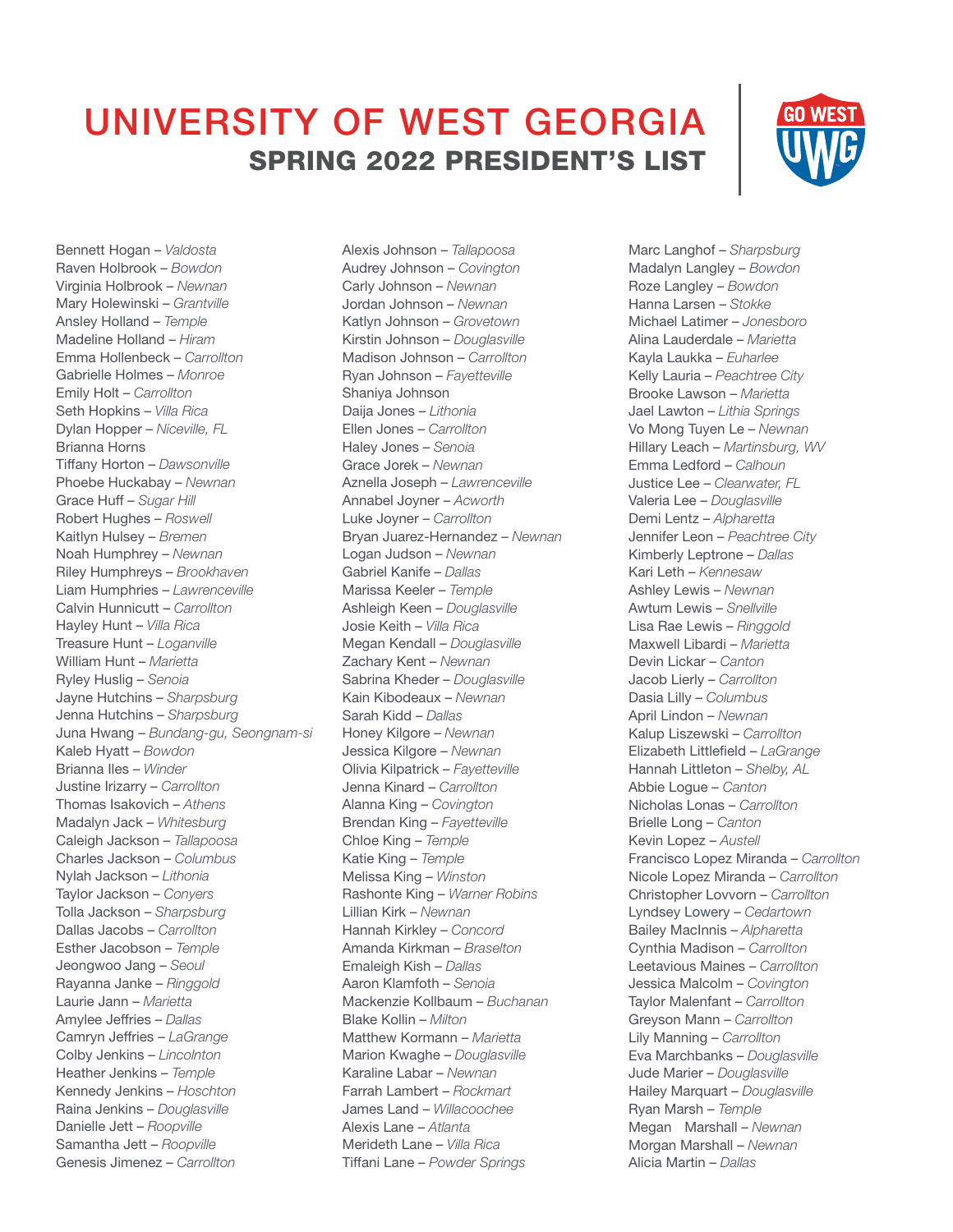# UNIVERSITY OF WEST GEORGIA

## SPRING 2022 PRESIDENT'S LIST

Bennett Hogan – *Valdosta*
Raven Holbrook – *Bowdon*
Virginia Holbrook – *Newnan*
Mary Holewinski – *Grantville*
Ansley Holland – *Temple*
Madeline Holland – *Hiram*
Emma Hollenbeck – *Carrollton*
Gabrielle Holmes – *Monroe*
Emily Holt – *Carrollton*
Seth Hopkins – *Villa Rica*
Dylan Hopper – *Niceville, FL*
Brianna Horns
Tiffany Horton – *Dawsonville*
Phoebe Huckabay – *Newnan*
Grace Huff – *Sugar Hill*
Robert Hughes – *Roswell*
Kaitlyn Hulsey – *Bremen*
Noah Humphrey – *Newnan*
Riley Humphreys – *Brookhaven*
Liam Humphries – *Lawrenceville*
Calvin Hunnicutt – *Carrollton*
Hayley Hunt – *Villa Rica*
Treasure Hunt – *Loganville*
William Hunt – *Marietta*
Ryley Huslig – *Senoia*
Jayne Hutchins – *Sharpsburg*
Jenna Hutchins – *Sharpsburg*
Juna Hwang – *Bundang-gu, Seongnam-si*
Kaleb Hyatt – *Bowdon*
Brianna Iles – *Winder*
Justine Irizarry – *Carrollton*
Thomas Isakovich – *Athens*
Madalyn Jack – *Whitesburg*
Caleigh Jackson – *Tallapoosa*
Charles Jackson – *Columbus*
Nylah Jackson – *Lithonia*
Taylor Jackson – *Conyers*
Tolla Jackson – *Sharpsburg*
Dallas Jacobs – *Carrollton*
Esther Jacobson – *Temple*
Jeongwoo Jang – *Seoul*
Rayanna Janke – *Ringgold*
Laurie Jann – *Marietta*
Amylee Jeffries – *Dallas*
Camryn Jeffries – *LaGrange*
Colby Jenkins – *Lincolnton*
Heather Jenkins – *Temple*
Kennedy Jenkins – *Hoschton*
Raina Jenkins – *Douglasville*
Danielle Jett – *Roopville*
Samantha Jett – *Roopville*
Genesis Jimenez – *Carrollton*
Alexis Johnson – *Tallapoosa*
Audrey Johnson – *Covington*
Carly Johnson – *Newnan*
Jordan Johnson – *Newnan*
Katlyn Johnson – *Grovetown*
Kirstin Johnson – *Douglasville*
Madison Johnson – *Carrollton*
Ryan Johnson – *Fayetteville*
Shaniya Johnson
Daija Jones – *Lithonia*
Ellen Jones – *Carrollton*
Haley Jones – *Senoia*
Grace Jorek – *Newnan*
Aznella Joseph – *Lawrenceville*
Annabel Joyner – *Acworth*
Luke Joyner – *Carrollton*
Bryan Juarez-Hernandez – *Newnan*
Logan Judson – *Newnan*
Gabriel Kanife – *Dallas*
Marissa Keeler – *Temple*
Ashleigh Keen – *Douglasville*
Josie Keith – *Villa Rica*
Megan Kendall – *Douglasville*
Zachary Kent – *Newnan*
Sabrina Kheder – *Douglasville*
Kain Kibodeaux – *Newnan*
Sarah Kidd – *Dallas*
Honey Kilgore – *Newnan*
Jessica Kilgore – *Newnan*
Olivia Kilpatrick – *Fayetteville*
Jenna Kinard – *Carrollton*
Alanna King – *Covington*
Brendan King – *Fayetteville*
Chloe King – *Temple*
Katie King – *Temple*
Melissa King – *Winston*
Rashonte King – *Warner Robins*
Lillian Kirk – *Newnan*
Hannah Kirkley – *Concord*
Amanda Kirkman – *Braselton*
Emaleigh Kish – *Dallas*
Aaron Klamfoth – *Senoia*
Mackenzie Kollbaum – *Buchanan*
Blake Kollin – *Milton*
Matthew Kormann – *Marietta*
Marion Kwaghe – *Douglasville*
Karaline Labar – *Newnan*
Farrah Lambert – *Rockmart*
James Land – *Willacoochee*
Alexis Lane – *Atlanta*
Merideth Lane – *Villa Rica*
Tiffani Lane – *Powder Springs*
Marc Langhof – *Sharpsburg*
Madalyn Langley – *Bowdon*
Roze Langley – *Bowdon*
Hanna Larsen – *Stokke*
Michael Latimer – *Jonesboro*
Alina Lauderdale – *Marietta*
Kayla Laukka – *Euharlee*
Kelly Lauria – *Peachtree City*
Brooke Lawson – *Marietta*
Jael Lawton – *Lithia Springs*
Vo Mong Tuyen Le – *Newnan*
Hillary Leach – *Martinsburg, WV*
Emma Ledford – *Calhoun*
Justice Lee – *Clearwater, FL*
Valeria Lee – *Douglasville*
Demi Lentz – *Alpharetta*
Jennifer Leon – *Peachtree City*
Kimberly Leptrone – *Dallas*
Kari Leth – *Kennesaw*
Ashley Lewis – *Newnan*
Awtum Lewis – *Snellville*
Lisa Rae Lewis – *Ringgold*
Maxwell Libardi – *Marietta*
Devin Lickar – *Canton*
Jacob Lierly – *Carrollton*
Dasia Lilly – *Columbus*
April Lindon – *Newnan*
Kalup Liszewski – *Carrollton*
Elizabeth Littlefield – *LaGrange*
Hannah Littleton – *Shelby, AL*
Abbie Logue – *Canton*
Nicholas Lonas – *Carrollton*
Brielle Long – *Canton*
Kevin Lopez – *Austell*
Francisco Lopez Miranda – *Carrollton*
Nicole Lopez Miranda – *Carrollton*
Christopher Lovvorn – *Carrollton*
Lyndsey Lowery – *Cedartown*
Bailey MacInnis – *Alpharetta*
Cynthia Madison – *Carrollton*
Leetavious Maines – *Carrollton*
Jessica Malcolm – *Covington*
Taylor Malenfant – *Carrollton*
Greyson Mann – *Carrollton*
Lily Manning – *Carrollton*
Eva Marchbanks – *Douglasville*
Jude Marier – *Douglasville*
Hailey Marquart – *Douglasville*
Ryan Marsh – *Temple*
Megan Marshall – *Newnan*
Morgan Marshall – *Newnan*
Alicia Martin – *Dallas*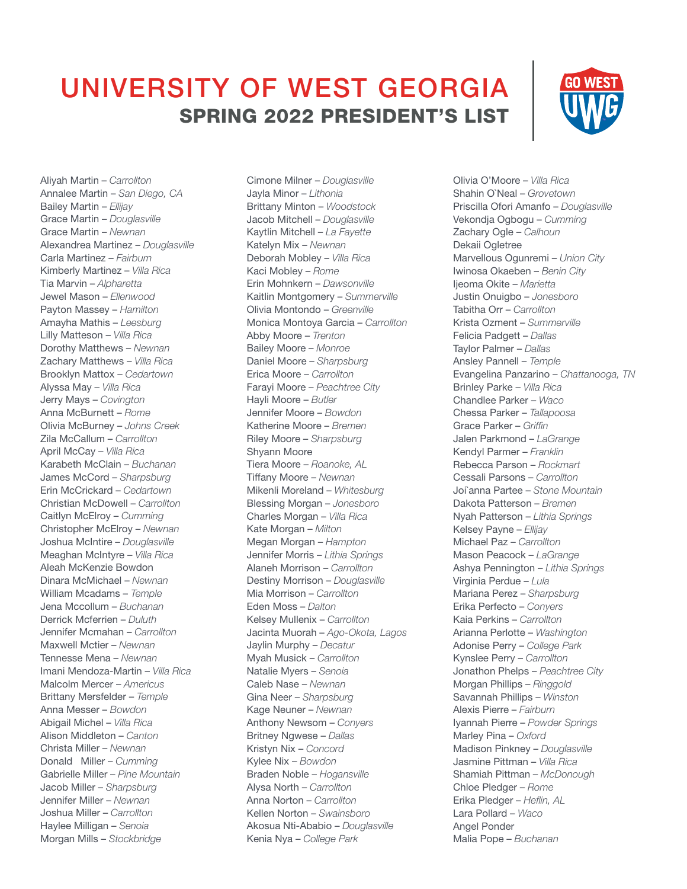# UNIVERSITY OF WEST GEORGIA
## SPRING 2022 PRESIDENT'S LIST

Aliyah Martin – *Carrollton*
Annalee Martin – *San Diego, CA*
Bailey Martin – *Ellijay*
Grace Martin – *Douglasville*
Grace Martin – *Newnan*
Alexandrea Martinez – *Douglasville*
Carla Martinez – *Fairburn*
Kimberly Martinez – *Villa Rica*
Tia Marvin – *Alpharetta*
Jewel Mason – *Ellenwood*
Payton Massey – *Hamilton*
Amayha Mathis – *Leesburg*
Lilly Matteson – *Villa Rica*
Dorothy Matthews – *Newnan*
Zachary Matthews – *Villa Rica*
Brooklyn Mattox – *Cedartown*
Alyssa May – *Villa Rica*
Jerry Mays – *Covington*
Anna McBurnett – *Rome*
Olivia McBurney – *Johns Creek*
Zila McCallum – *Carrollton*
April McCay – *Villa Rica*
Karabeth McClain – *Buchanan*
James McCord – *Sharpsburg*
Erin McCrickard – *Cedartown*
Christian McDowell – *Carrollton*
Caitlyn McElroy – *Cumming*
Christopher McElroy – *Newnan*
Joshua McIntire – *Douglasville*
Meaghan McIntyre – *Villa Rica*
Aleah McKenzie Bowdon
Dinara McMichael – *Newnan*
William Mcadams – *Temple*
Jena Mccollum – *Buchanan*
Derrick Mcferrien – *Duluth*
Jennifer Mcmahan – *Carrollton*
Maxwell Mctier – *Newnan*
Tennesse Mena – *Newnan*
Imani Mendoza-Martin – *Villa Rica*
Malcolm Mercer – *Americus*
Brittany Mersfelder – *Temple*
Anna Messer – *Bowdon*
Abigail Michel – *Villa Rica*
Alison Middleton – *Canton*
Christa Miller – *Newnan*
Donald Miller – *Cumming*
Gabrielle Miller – *Pine Mountain*
Jacob Miller – *Sharpsburg*
Jennifer Miller – *Newnan*
Joshua Miller – *Carrollton*
Haylee Milligan – *Senoia*
Morgan Mills – *Stockbridge*
Cimone Milner – *Douglasville*
Jayla Minor – *Lithonia*
Brittany Minton – *Woodstock*
Jacob Mitchell – *Douglasville*
Kaytlin Mitchell – *La Fayette*
Katelyn Mix – *Newnan*
Deborah Mobley – *Villa Rica*
Kaci Mobley – *Rome*
Erin Mohnkern – *Dawsonville*
Kaitlin Montgomery – *Summerville*
Olivia Montondo – *Greenville*
Monica Montoya Garcia – *Carrollton*
Abby Moore – *Trenton*
Bailey Moore – *Monroe*
Daniel Moore – *Sharpsburg*
Erica Moore – *Carrollton*
Farayi Moore – *Peachtree City*
Hayli Moore – *Butler*
Jennifer Moore – *Bowdon*
Katherine Moore – *Bremen*
Riley Moore – *Sharpsburg*
Shyann Moore
Tiera Moore – *Roanoke, AL*
Tiffany Moore – *Newnan*
Mikenli Moreland – *Whitesburg*
Blessing Morgan – *Jonesboro*
Charles Morgan – *Villa Rica*
Kate Morgan – *Milton*
Megan Morgan – *Hampton*
Jennifer Morris – *Lithia Springs*
Alaneh Morrison – *Carrollton*
Destiny Morrison – *Douglasville*
Mia Morrison – *Carrollton*
Eden Moss – *Dalton*
Kelsey Mullenix – *Carrollton*
Jacinta Muorah – *Ago-Okota, Lagos*
Jaylin Murphy – *Decatur*
Myah Musick – *Carrollton*
Natalie Myers – *Senoia*
Caleb Nase – *Newnan*
Gina Neer – *Sharpsburg*
Kage Neuner – *Newnan*
Anthony Newsom – *Conyers*
Britney Ngwese – *Dallas*
Kristyn Nix – *Concord*
Kylee Nix – *Bowdon*
Braden Noble – *Hogansville*
Alysa North – *Carrollton*
Anna Norton – *Carrollton*
Kellen Norton – *Swainsboro*
Akosua Nti-Ababio – *Douglasville*
Kenia Nya – *College Park*
Olivia O'Moore – *Villa Rica*
Shahin O`Neal – *Grovetown*
Priscilla Ofori Amanfo – *Douglasville*
Vekondja Ogbogu – *Cumming*
Zachary Ogle – *Calhoun*
Dekaii Ogletree
Marvellous Ogunremi – *Union City*
Iwinosa Okaeben – *Benin City*
Ijeoma Okite – *Marietta*
Justin Onuigbo – *Jonesboro*
Tabitha Orr – *Carrollton*
Krista Ozment – *Summerville*
Felicia Padgett – *Dallas*
Taylor Palmer – *Dallas*
Ansley Pannell – *Temple*
Evangelina Panzarino – *Chattanooga, TN*
Brinley Parke – *Villa Rica*
Chandlee Parker – *Waco*
Chessa Parker – *Tallapoosa*
Grace Parker – *Griffin*
Jalen Parkmond – *LaGrange*
Kendyl Parmer – *Franklin*
Rebecca Parson – *Rockmart*
Cessali Parsons – *Carrollton*
Joi`anna Partee – *Stone Mountain*
Dakota Patterson – *Bremen*
Nyah Patterson – *Lithia Springs*
Kelsey Payne – *Ellijay*
Michael Paz – *Carrollton*
Mason Peacock – *LaGrange*
Ashya Pennington – *Lithia Springs*
Virginia Perdue – *Lula*
Mariana Perez – *Sharpsburg*
Erika Perfecto – *Conyers*
Kaia Perkins – *Carrollton*
Arianna Perlotte – *Washington*
Adonise Perry – *College Park*
Kynslee Perry – *Carrollton*
Jonathon Phelps – *Peachtree City*
Morgan Phillips – *Ringgold*
Savannah Phillips – *Winston*
Alexis Pierre – *Fairburn*
Iyannah Pierre – *Powder Springs*
Marley Pina – *Oxford*
Madison Pinkney – *Douglasville*
Jasmine Pittman – *Villa Rica*
Shamiah Pittman – *McDonough*
Chloe Pledger – *Rome*
Erika Pledger – *Heflin, AL*
Lara Pollard – *Waco*
Angel Ponder
Malia Pope – *Buchanan*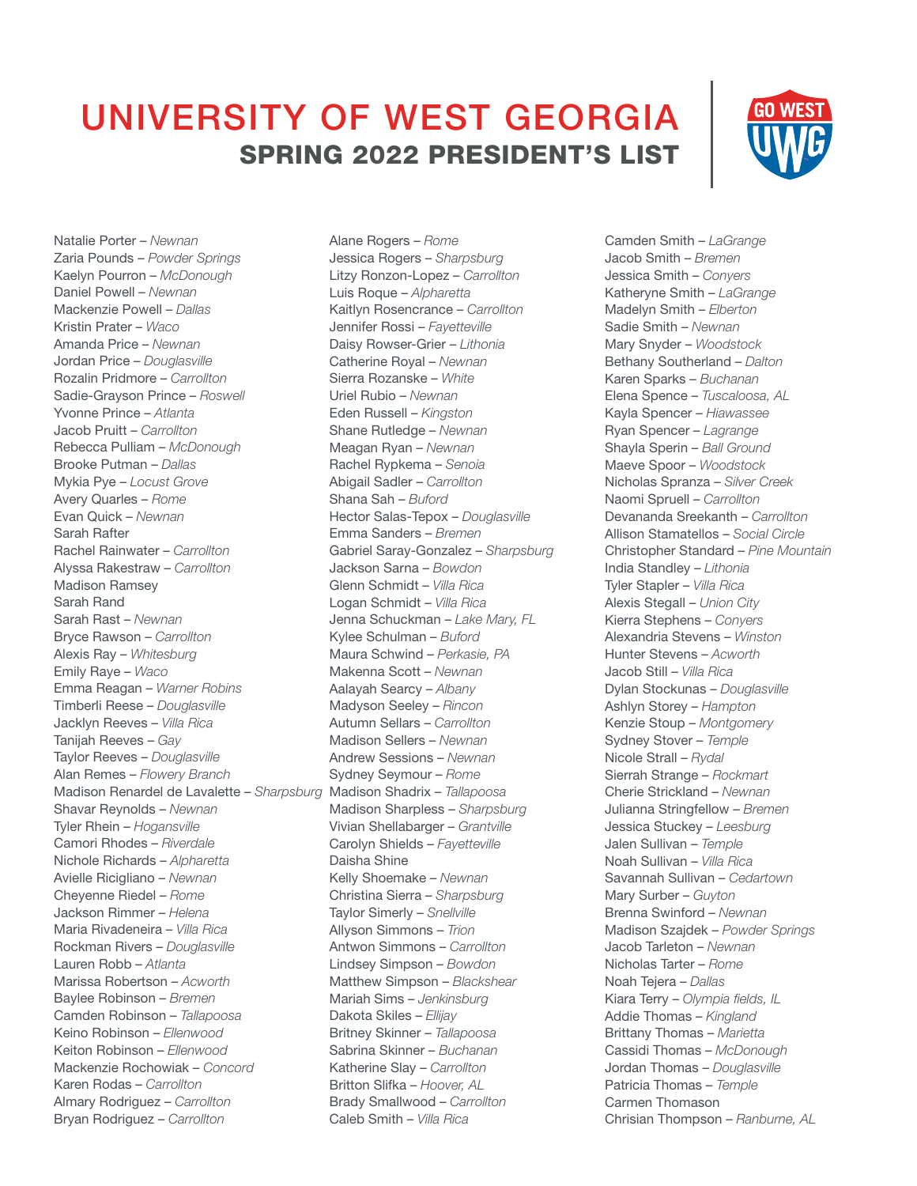# UNIVERSITY OF WEST GEORGIA

## SPRING 2022 PRESIDENT'S LIST

Natalie Porter – *Newnan*
Zaria Pounds – *Powder Springs*
Kaelyn Pourron – *McDonough*
Daniel Powell – *Newnan*
Mackenzie Powell – *Dallas*
Kristin Prater – *Waco*
Amanda Price – *Newnan*
Jordan Price – *Douglasville*
Rozalin Pridmore – *Carrollton*
Sadie-Grayson Prince – *Roswell*
Yvonne Prince – *Atlanta*
Jacob Pruitt – *Carrollton*
Rebecca Pulliam – *McDonough*
Brooke Putman – *Dallas*
Mykia Pye – *Locust Grove*
Avery Quarles – *Rome*
Evan Quick – *Newnan*
Sarah Rafter
Rachel Rainwater – *Carrollton*
Alyssa Rakestraw – *Carrollton*
Madison Ramsey
Sarah Rand
Sarah Rast – *Newnan*
Bryce Rawson – *Carrollton*
Alexis Ray – *Whitesburg*
Emily Raye – *Waco*
Emma Reagan – *Warner Robins*
Timberli Reese – *Douglasville*
Jacklyn Reeves – *Villa Rica*
Tanijah Reeves – *Gay*
Taylor Reeves – *Douglasville*
Alan Remes – *Flowery Branch*
Madison Renardel de Lavalette – *Sharpsburg*
Shavar Reynolds – *Newnan*
Tyler Rhein – *Hogansville*
Camori Rhodes – *Riverdale*
Nichole Richards – *Alpharetta*
Avielle Ricigliano – *Newnan*
Cheyenne Riedel – *Rome*
Jackson Rimmer – *Helena*
Maria Rivadeneira – *Villa Rica*
Rockman Rivers – *Douglasville*
Lauren Robb – *Atlanta*
Marissa Robertson – *Acworth*
Baylee Robinson – *Bremen*
Camden Robinson – *Tallapoosa*
Keino Robinson – *Ellenwood*
Keiton Robinson – *Ellenwood*
Mackenzie Rochowiak – *Concord*
Karen Rodas – *Carrollton*
Almary Rodriguez – *Carrollton*
Bryan Rodriguez – *Carrollton*
Alane Rogers – *Rome*
Jessica Rogers – *Sharpsburg*
Litzy Ronzon-Lopez – *Carrollton*
Luis Roque – *Alpharetta*
Kaitlyn Rosencrance – *Carrollton*
Jennifer Rossi – *Fayetteville*
Daisy Rowser-Grier – *Lithonia*
Catherine Royal – *Newnan*
Sierra Rozanske – *White*
Uriel Rubio – *Newnan*
Eden Russell – *Kingston*
Shane Rutledge – *Newnan*
Meagan Ryan – *Newnan*
Rachel Rypkema – *Senoia*
Abigail Sadler – *Carrollton*
Shana Sah – *Buford*
Hector Salas-Tepox – *Douglasville*
Emma Sanders – *Bremen*
Gabriel Saray-Gonzalez – *Sharpsburg*
Jackson Sarna – *Bowdon*
Glenn Schmidt – *Villa Rica*
Logan Schmidt – *Villa Rica*
Jenna Schuckman – *Lake Mary, FL*
Kylee Schulman – *Buford*
Maura Schwind – *Perkasie, PA*
Makenna Scott – *Newnan*
Aalayah Searcy – *Albany*
Madyson Seeley – *Rincon*
Autumn Sellars – *Carrollton*
Madison Sellers – *Newnan*
Andrew Sessions – *Newnan*
Sydney Seymour – *Rome*
Madison Shadrix – *Tallapoosa*
Madison Sharpless – *Sharpsburg*
Vivian Shellabarger – *Grantville*
Carolyn Shields – *Fayetteville*
Daisha Shine
Kelly Shoemake – *Newnan*
Christina Sierra – *Sharpsburg*
Taylor Simerly – *Snellville*
Allyson Simmons – *Trion*
Antwon Simmons – *Carrollton*
Lindsey Simpson – *Bowdon*
Matthew Simpson – *Blackshear*
Mariah Sims – *Jenkinsburg*
Dakota Skiles – *Ellijay*
Britney Skinner – *Tallapoosa*
Sabrina Skinner – *Buchanan*
Katherine Slay – *Carrollton*
Britton Slifka – *Hoover, AL*
Brady Smallwood – *Carrollton*
Caleb Smith – *Villa Rica*
Camden Smith – *LaGrange*
Jacob Smith – *Bremen*
Jessica Smith – *Conyers*
Katheryne Smith – *LaGrange*
Madelyn Smith – *Elberton*
Sadie Smith – *Newnan*
Mary Snyder – *Woodstock*
Bethany Southerland – *Dalton*
Karen Sparks – *Buchanan*
Elena Spence – *Tuscaloosa, AL*
Kayla Spencer – *Hiawassee*
Ryan Spencer – *Lagrange*
Shayla Sperin – *Ball Ground*
Maeve Spoor – *Woodstock*
Nicholas Spranza – *Silver Creek*
Naomi Spruell – *Carrollton*
Devananda Sreekanth – *Carrollton*
Allison Stamatellos – *Social Circle*
Christopher Standard – *Pine Mountain*
India Standley – *Lithonia*
Tyler Stapler – *Villa Rica*
Alexis Stegall – *Union City*
Kierra Stephens – *Conyers*
Alexandria Stevens – *Winston*
Hunter Stevens – *Acworth*
Jacob Still – *Villa Rica*
Dylan Stockunas – *Douglasville*
Ashlyn Storey – *Hampton*
Kenzie Stoup – *Montgomery*
Sydney Stover – *Temple*
Nicole Strall – *Rydal*
Sierrah Strange – *Rockmart*
Cherie Strickland – *Newnan*
Julianna Stringfellow – *Bremen*
Jessica Stuckey – *Leesburg*
Jalen Sullivan – *Temple*
Noah Sullivan – *Villa Rica*
Savannah Sullivan – *Cedartown*
Mary Surber – *Guyton*
Brenna Swinford – *Newnan*
Madison Szajdek – *Powder Springs*
Jacob Tarleton – *Newnan*
Nicholas Tarter – *Rome*
Noah Tejera – *Dallas*
Kiara Terry – *Olympia fields, IL*
Addie Thomas – *Kingland*
Brittany Thomas – *Marietta*
Cassidi Thomas – *McDonough*
Jordan Thomas – *Douglasville*
Patricia Thomas – *Temple*
Carmen Thomason
Chrisian Thompson – *Ranburne, AL*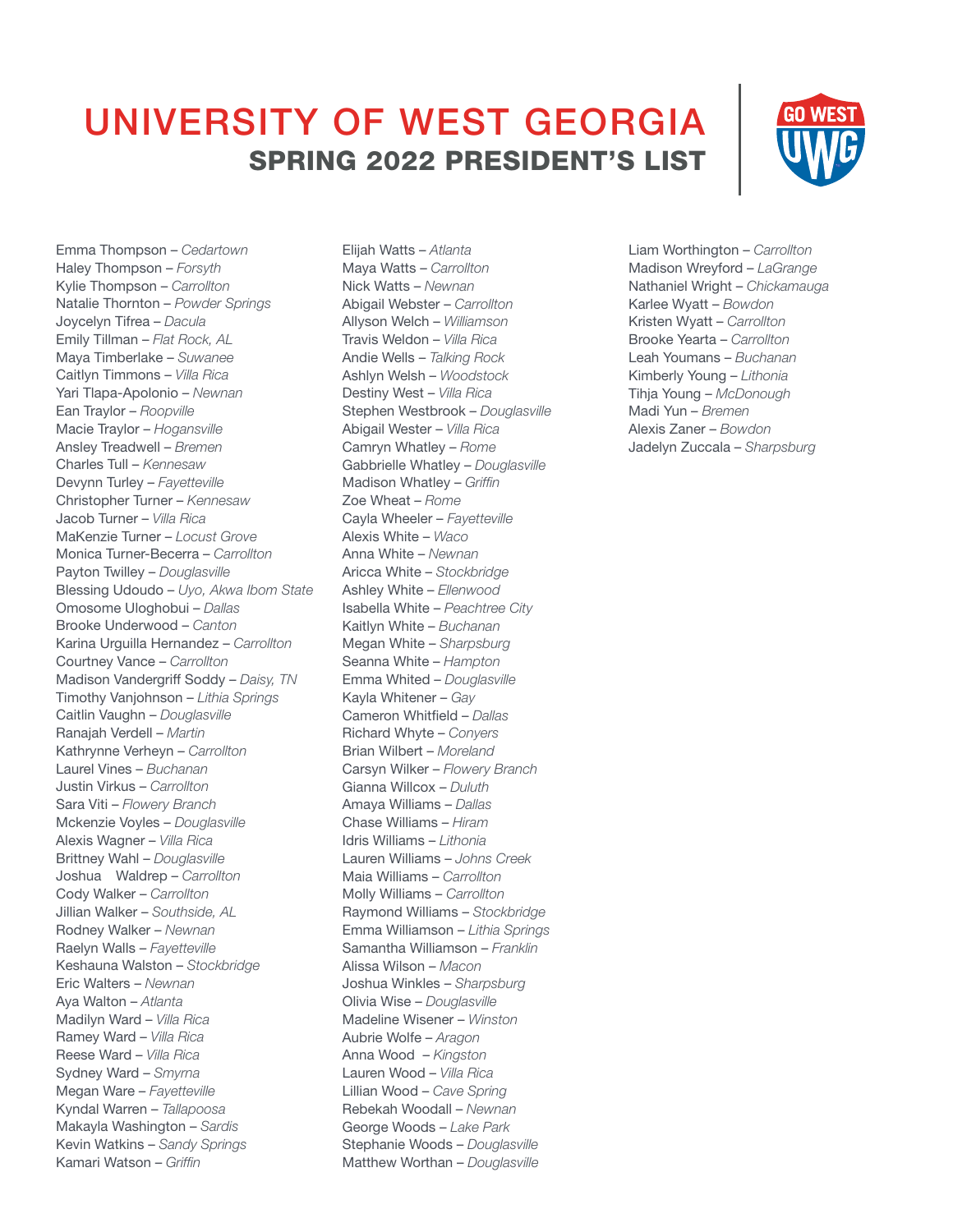# UNIVERSITY OF WEST GEORGIA

## SPRING 2022 PRESIDENT'S LIST

Emma Thompson – *Cedartown*
Haley Thompson – *Forsyth*
Kylie Thompson – *Carrollton*
Natalie Thornton – *Powder Springs*
Joycelyn Tifrea – *Dacula*
Emily Tillman – *Flat Rock, AL*
Maya Timberlake – *Suwanee*
Caitlyn Timmons – *Villa Rica*
Yari Tlapa-Apolonio – *Newnan*
Ean Traylor – *Roopville*
Macie Traylor – *Hogansville*
Ansley Treadwell – *Bremen*
Charles Tull – *Kennesaw*
Devynn Turley – *Fayetteville*
Christopher Turner – *Kennesaw*
Jacob Turner – *Villa Rica*
MaKenzie Turner – *Locust Grove*
Monica Turner-Becerra – *Carrollton*
Payton Twilley – *Douglasville*
Blessing Udoudo – *Uyo, Akwa Ibom State*
Omosome Uloghobui – *Dallas*
Brooke Underwood – *Canton*
Karina Urguilla Hernandez – *Carrollton*
Courtney Vance – *Carrollton*
Madison Vandergriff Soddy – *Daisy, TN*
Timothy Vanjohnson – *Lithia Springs*
Caitlin Vaughn – *Douglasville*
Ranajah Verdell – *Martin*
Kathrynne Verheyn – *Carrollton*
Laurel Vines – *Buchanan*
Justin Virkus – *Carrollton*
Sara Viti – *Flowery Branch*
Mckenzie Voyles – *Douglasville*
Alexis Wagner – *Villa Rica*
Brittney Wahl – *Douglasville*
Joshua Waldrep – *Carrollton*
Cody Walker – *Carrollton*
Jillian Walker – *Southside, AL*
Rodney Walker – *Newnan*
Raelyn Walls – *Fayetteville*
Keshauna Walston – *Stockbridge*
Eric Walters – *Newnan*
Aya Walton – *Atlanta*
Madilyn Ward – *Villa Rica*
Ramey Ward – *Villa Rica*
Reese Ward – *Villa Rica*
Sydney Ward – *Smyrna*
Megan Ware – *Fayetteville*
Kyndal Warren – *Tallapoosa*
Makayla Washington – *Sardis*
Kevin Watkins – *Sandy Springs*
Kamari Watson – *Griffin*
Elijah Watts – *Atlanta*
Maya Watts – *Carrollton*
Nick Watts – *Newnan*
Abigail Webster – *Carrollton*
Allyson Welch – *Williamson*
Travis Weldon – *Villa Rica*
Andie Wells – *Talking Rock*
Ashlyn Welsh – *Woodstock*
Destiny West – *Villa Rica*
Stephen Westbrook – *Douglasville*
Abigail Wester – *Villa Rica*
Camryn Whatley – *Rome*
Gabbrielle Whatley – *Douglasville*
Madison Whatley – *Griffin*
Zoe Wheat – *Rome*
Cayla Wheeler – *Fayetteville*
Alexis White – *Waco*
Anna White – *Newnan*
Aricca White – *Stockbridge*
Ashley White – *Ellenwood*
Isabella White – *Peachtree City*
Kaitlyn White – *Buchanan*
Megan White – *Sharpsburg*
Seanna White – *Hampton*
Emma Whited – *Douglasville*
Kayla Whitener – *Gay*
Cameron Whitfield – *Dallas*
Richard Whyte – *Conyers*
Brian Wilbert – *Moreland*
Carsyn Wilker – *Flowery Branch*
Gianna Willcox – *Duluth*
Amaya Williams – *Dallas*
Chase Williams – *Hiram*
Idris Williams – *Lithonia*
Lauren Williams – *Johns Creek*
Maia Williams – *Carrollton*
Molly Williams – *Carrollton*
Raymond Williams – *Stockbridge*
Emma Williamson – *Lithia Springs*
Samantha Williamson – *Franklin*
Alissa Wilson – *Macon*
Joshua Winkles – *Sharpsburg*
Olivia Wise – *Douglasville*
Madeline Wisener – *Winston*
Aubrie Wolfe – *Aragon*
Anna Wood – *Kingston*
Lauren Wood – *Villa Rica*
Lillian Wood – *Cave Spring*
Rebekah Woodall – *Newnan*
George Woods – *Lake Park*
Stephanie Woods – *Douglasville*
Matthew Worthan – *Douglasville*
Liam Worthington – *Carrollton*
Madison Wreyford – *LaGrange*
Nathaniel Wright – *Chickamauga*
Karlee Wyatt – *Bowdon*
Kristen Wyatt – *Carrollton*
Brooke Yearta – *Carrollton*
Leah Youmans – *Buchanan*
Kimberly Young – *Lithonia*
Tihja Young – *McDonough*
Madi Yun – *Bremen*
Alexis Zaner – *Bowdon*
Jadelyn Zuccala – *Sharpsburg*